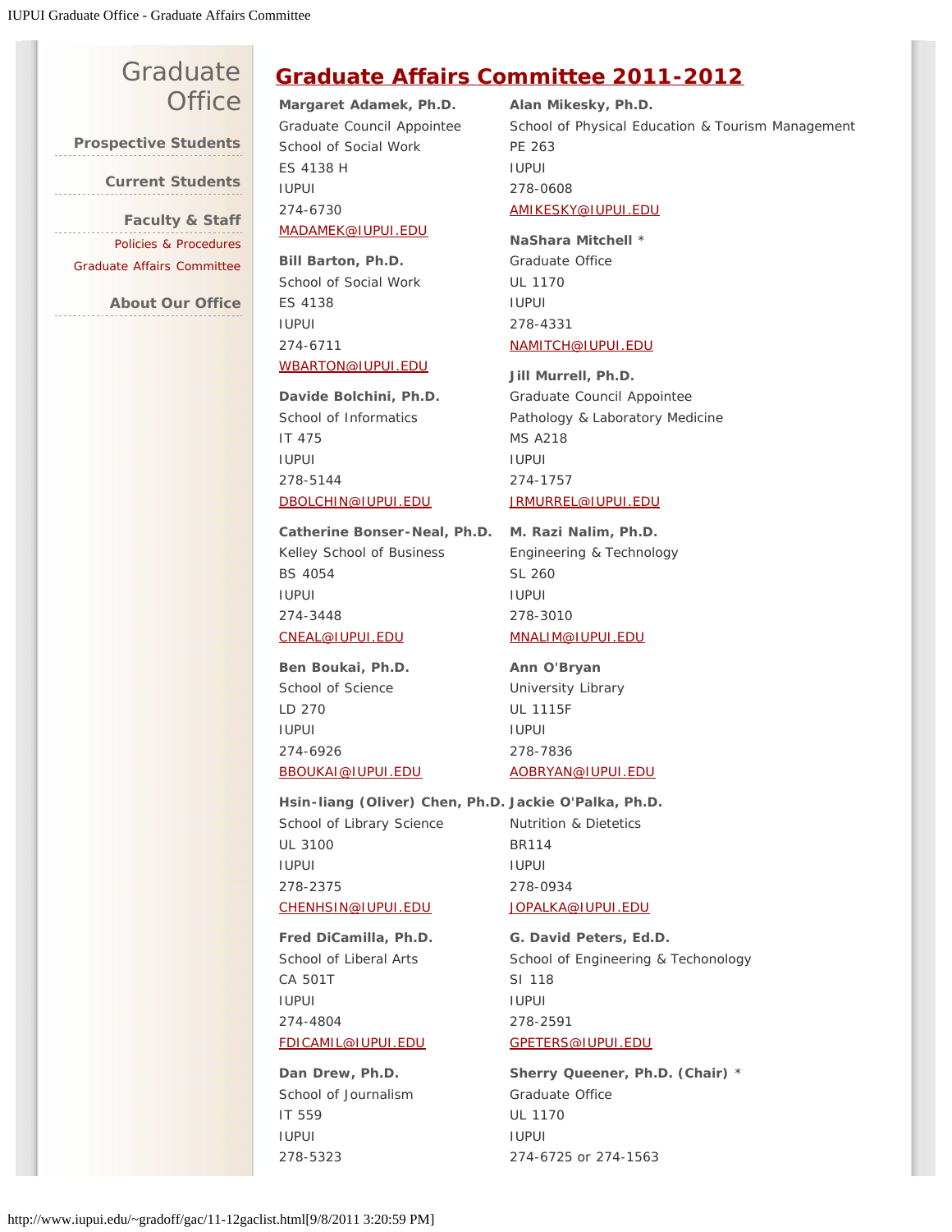# Graduate Office

**Prospective Students**

**Current Students**

**Faculty & Staff**

Policies & Procedures

Graduate Affairs Committee

**About Our Office**

## Graduate Affairs Committee 2011-2012

**Margaret Adamek, Ph.D.**
Graduate Council Appointee
School of Social Work
ES 4138 H
IUPUI
274-6730
MADAMEK@IUPUI.EDU

**Bill Barton, Ph.D.**
School of Social Work
ES 4138
IUPUI
274-6711
WBARTON@IUPUI.EDU

**Davide Bolchini, Ph.D.**
School of Informatics
IT 475
IUPUI
278-5144
DBOLCHIN@IUPUI.EDU

**Catherine Bonser-Neal, Ph.D.**
Kelley School of Business
BS 4054
IUPUI
274-3448
CNEAL@IUPUI.EDU

**Ben Boukai, Ph.D.**
School of Science
LD 270
IUPUI
274-6926
BBOUKAI@IUPUI.EDU

**Hsin-liang (Oliver) Chen, Ph.D.**
School of Library Science
UL 3100
IUPUI
278-2375
CHENHSIN@IUPUI.EDU

**Fred DiCamilla, Ph.D.**
School of Liberal Arts
CA 501T
IUPUI
274-4804
FDICAMIL@IUPUI.EDU

**Dan Drew, Ph.D.**
School of Journalism
IT 559
IUPUI
278-5323

**Alan Mikesky, Ph.D.**
School of Physical Education & Tourism Management
PE 263
IUPUI
278-0608
AMIKESKY@IUPUI.EDU

**NaShara Mitchell** *
Graduate Office
UL 1170
IUPUI
278-4331
NAMITCH@IUPUI.EDU

**Jill Murrell, Ph.D.**
Graduate Council Appointee
Pathology & Laboratory Medicine
MS A218
IUPUI
274-1757
JRMURREL@IUPUI.EDU

**M. Razi Nalim, Ph.D.**
Engineering & Technology
SL 260
IUPUI
278-3010
MNALIM@IUPUI.EDU

**Ann O'Bryan**
University Library
UL 1115F
IUPUI
278-7836
AOBRYAN@IUPUI.EDU

**Jackie O'Palka, Ph.D.**
Nutrition & Dietetics
BR114
IUPUI
278-0934
JOPALKA@IUPUI.EDU

**G. David Peters, Ed.D.**
School of Engineering & Techonology
SI 118
IUPUI
278-2591
GPETERS@IUPUI.EDU

**Sherry Queener, Ph.D. (Chair)** *
Graduate Office
UL 1170
IUPUI
274-6725 or 274-1563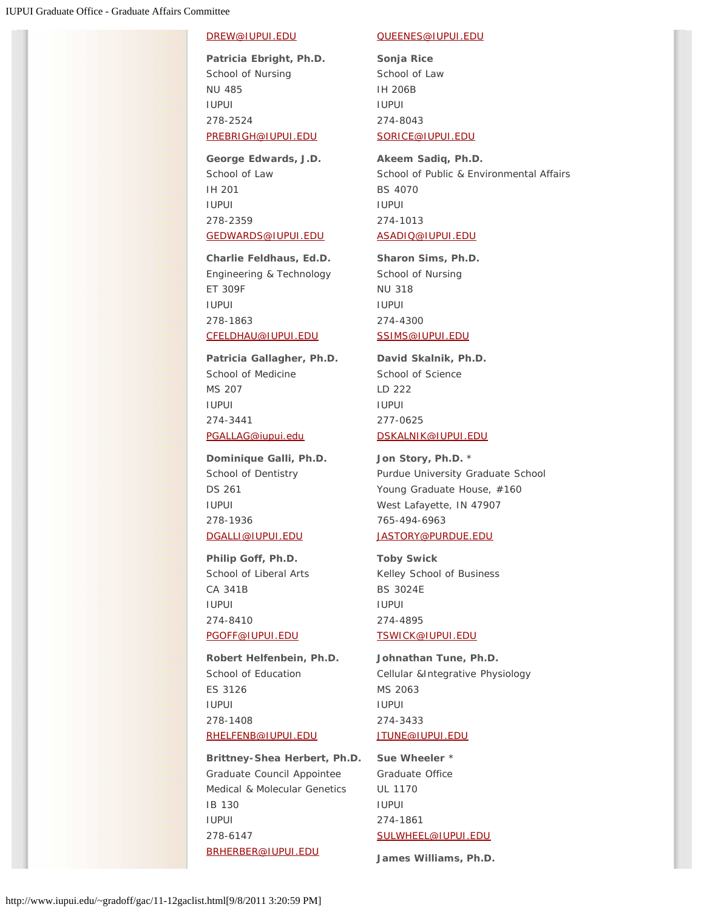DREW@IUPUI.EDU

**Patricia Ebright, Ph.D.**
School of Nursing
NU 485
IUPUI
278-2524
PREBRIGH@IUPUI.EDU

**George Edwards, J.D.**
School of Law
IH 201
IUPUI
278-2359
GEDWARDS@IUPUI.EDU

**Charlie Feldhaus, Ed.D.**
Engineering & Technology
ET 309F
IUPUI
278-1863
CFELDHAU@IUPUI.EDU

**Patricia Gallagher, Ph.D.**
School of Medicine
MS 207
IUPUI
274-3441
PGALLAG@iupui.edu

**Dominique Galli, Ph.D.**
School of Dentistry
DS 261
IUPUI
278-1936
DGALLI@IUPUI.EDU

**Philip Goff, Ph.D.**
School of Liberal Arts
CA 341B
IUPUI
274-8410
PGOFF@IUPUI.EDU

**Robert Helfenbein, Ph.D.**
School of Education
ES 3126
IUPUI
278-1408
RHELFENB@IUPUI.EDU

**Brittney-Shea Herbert, Ph.D.**
Graduate Council Appointee
Medical & Molecular Genetics
IB 130
IUPUI
278-6147
BRHERBER@IUPUI.EDU

QUEENES@IUPUI.EDU

**Sonja Rice**
School of Law
IH 206B
IUPUI
274-8043
SORICE@IUPUI.EDU

**Akeem Sadiq, Ph.D.**
School of Public & Environmental Affairs
BS 4070
IUPUI
274-1013
ASADIQ@IUPUI.EDU

**Sharon Sims, Ph.D.**
School of Nursing
NU 318
IUPUI
274-4300
SSIMS@IUPUI.EDU

**David Skalnik, Ph.D.**
School of Science
LD 222
IUPUI
277-0625
DSKALNIK@IUPUI.EDU

**Jon Story, Ph.D.** *
Purdue University Graduate School
Young Graduate House, #160
West Lafayette, IN 47907
765-494-6963
JASTORY@PURDUE.EDU

**Toby Swick**
Kelley School of Business
BS 3024E
IUPUI
274-4895
TSWICK@IUPUI.EDU

**Johnathan Tune, Ph.D.**
Cellular &Integrative Physiology
MS 2063
IUPUI
274-3433
JTUNE@IUPUI.EDU

**Sue Wheeler** *
Graduate Office
UL 1170
IUPUI
274-1861
SULWHEEL@IUPUI.EDU

**James Williams, Ph.D.**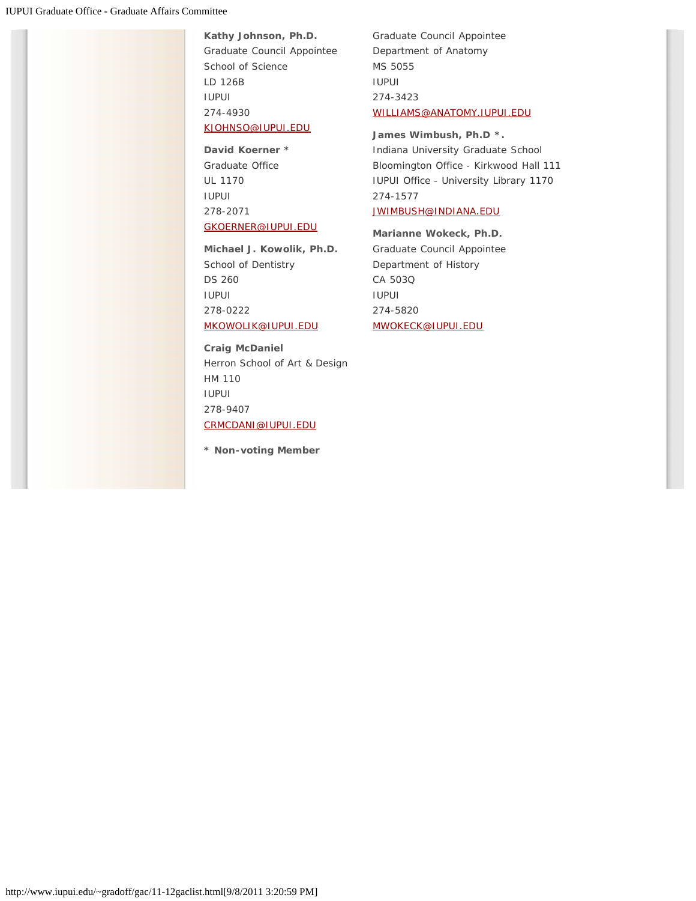**Kathy Johnson, Ph.D.**
Graduate Council Appointee
School of Science
LD 126B
IUPUI
274-4930
KJOHNSO@IUPUI.EDU

**David Koerner** *
Graduate Office
UL 1170
IUPUI
278-2071
GKOERNER@IUPUI.EDU

**Michael J. Kowolik, Ph.D.**
School of Dentistry
DS 260
IUPUI
278-0222
MKOWOLIK@IUPUI.EDU

**Craig McDaniel**
Herron School of Art & Design
HM 110
IUPUI
278-9407
CRMCDANI@IUPUI.EDU

**\* Non-voting Member**

Graduate Council Appointee
Department of Anatomy
MS 5055
IUPUI
274-3423
WILLIAMS@ANATOMY.IUPUI.EDU

**James Wimbush, Ph.D *.**
Indiana University Graduate School
Bloomington Office - Kirkwood Hall 111
IUPUI Office - University Library 1170
274-1577
JWIMBUSH@INDIANA.EDU

**Marianne Wokeck, Ph.D.**
Graduate Council Appointee
Department of History
CA 503Q
IUPUI
274-5820
MWOKECK@IUPUI.EDU